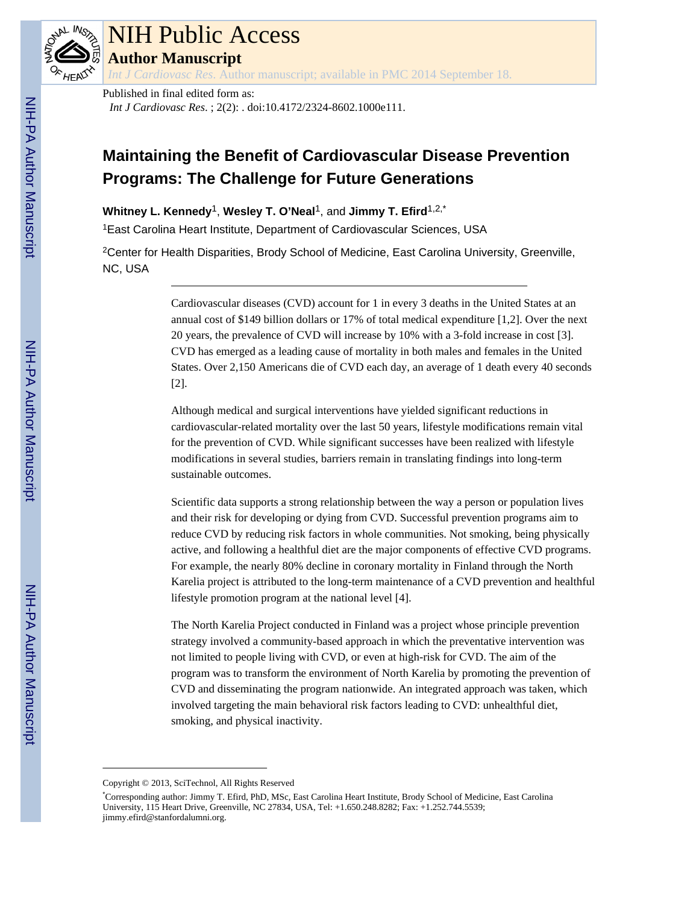Published in final edited form as:

*Int J Cardiovasc Res*. ; 2(2): . doi:10.4172/2324-8602.1000e111.

# Maintaining the Benefit of Cardiovascular Disease Prevention Programs: The Challenge for Future Generations

**Whitney L. Kennedy**[1], **Wesley T. O'Neal**[1], and **Jimmy T. Efird**[1,2,*]

[1]East Carolina Heart Institute, Department of Cardiovascular Sciences, USA

[2]Center for Health Disparities, Brody School of Medicine, East Carolina University, Greenville, NC, USA

---

Cardiovascular diseases (CVD) account for 1 in every 3 deaths in the United States at an annual cost of $149 billion dollars or 17% of total medical expenditure [1,2]. Over the next 20 years, the prevalence of CVD will increase by 10% with a 3-fold increase in cost [3]. CVD has emerged as a leading cause of mortality in both males and females in the United States. Over 2,150 Americans die of CVD each day, an average of 1 death every 40 seconds [2].

Although medical and surgical interventions have yielded significant reductions in cardiovascular-related mortality over the last 50 years, lifestyle modifications remain vital for the prevention of CVD. While significant successes have been realized with lifestyle modifications in several studies, barriers remain in translating findings into long-term sustainable outcomes.

Scientific data supports a strong relationship between the way a person or population lives and their risk for developing or dying from CVD. Successful prevention programs aim to reduce CVD by reducing risk factors in whole communities. Not smoking, being physically active, and following a healthful diet are the major components of effective CVD programs. For example, the nearly 80% decline in coronary mortality in Finland through the North Karelia project is attributed to the long-term maintenance of a CVD prevention and healthful lifestyle promotion program at the national level [4].

The North Karelia Project conducted in Finland was a project whose principle prevention strategy involved a community-based approach in which the preventative intervention was not limited to people living with CVD, or even at high-risk for CVD. The aim of the program was to transform the environment of North Karelia by promoting the prevention of CVD and disseminating the program nationwide. An integrated approach was taken, which involved targeting the main behavioral risk factors leading to CVD: unhealthful diet, smoking, and physical inactivity.

---

Copyright © 2013, SciTechnol, All Rights Reserved

*Corresponding author: Jimmy T. Efird, PhD, MSc, East Carolina Heart Institute, Brody School of Medicine, East Carolina University, 115 Heart Drive, Greenville, NC 27834, USA, Tel: +1.650.248.8282; Fax: +1.252.744.5539; jimmy.efird@stanfordalumni.org.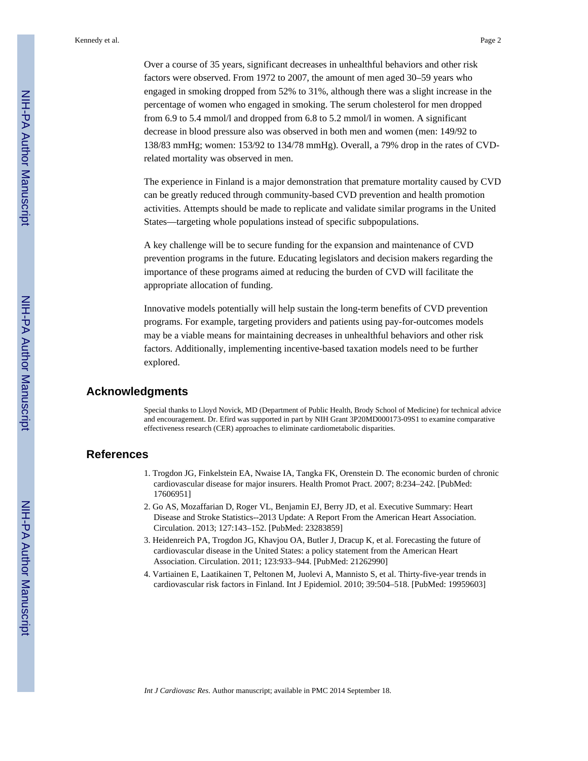Over a course of 35 years, significant decreases in unhealthful behaviors and other risk factors were observed. From 1972 to 2007, the amount of men aged 30–59 years who engaged in smoking dropped from 52% to 31%, although there was a slight increase in the percentage of women who engaged in smoking. The serum cholesterol for men dropped from 6.9 to 5.4 mmol/l and dropped from 6.8 to 5.2 mmol/l in women. A significant decrease in blood pressure also was observed in both men and women (men: 149/92 to 138/83 mmHg; women: 153/92 to 134/78 mmHg). Overall, a 79% drop in the rates of CVD-related mortality was observed in men.

The experience in Finland is a major demonstration that premature mortality caused by CVD can be greatly reduced through community-based CVD prevention and health promotion activities. Attempts should be made to replicate and validate similar programs in the United States—targeting whole populations instead of specific subpopulations.

A key challenge will be to secure funding for the expansion and maintenance of CVD prevention programs in the future. Educating legislators and decision makers regarding the importance of these programs aimed at reducing the burden of CVD will facilitate the appropriate allocation of funding.

Innovative models potentially will help sustain the long-term benefits of CVD prevention programs. For example, targeting providers and patients using pay-for-outcomes models may be a viable means for maintaining decreases in unhealthful behaviors and other risk factors. Additionally, implementing incentive-based taxation models need to be further explored.

## Acknowledgments

Special thanks to Lloyd Novick, MD (Department of Public Health, Brody School of Medicine) for technical advice and encouragement. Dr. Efird was supported in part by NIH Grant 3P20MD000173-09S1 to examine comparative effectiveness research (CER) approaches to eliminate cardiometabolic disparities.

## References

1. Trogdon JG, Finkelstein EA, Nwaise IA, Tangka FK, Orenstein D. The economic burden of chronic cardiovascular disease for major insurers. Health Promot Pract. 2007; 8:234–242. [PubMed: 17606951]
2. Go AS, Mozaffarian D, Roger VL, Benjamin EJ, Berry JD, et al. Executive Summary: Heart Disease and Stroke Statistics--2013 Update: A Report From the American Heart Association. Circulation. 2013; 127:143–152. [PubMed: 23283859]
3. Heidenreich PA, Trogdon JG, Khavjou OA, Butler J, Dracup K, et al. Forecasting the future of cardiovascular disease in the United States: a policy statement from the American Heart Association. Circulation. 2011; 123:933–944. [PubMed: 21262990]
4. Vartiainen E, Laatikainen T, Peltonen M, Juolevi A, Mannisto S, et al. Thirty-five-year trends in cardiovascular risk factors in Finland. Int J Epidemiol. 2010; 39:504–518. [PubMed: 19959603]